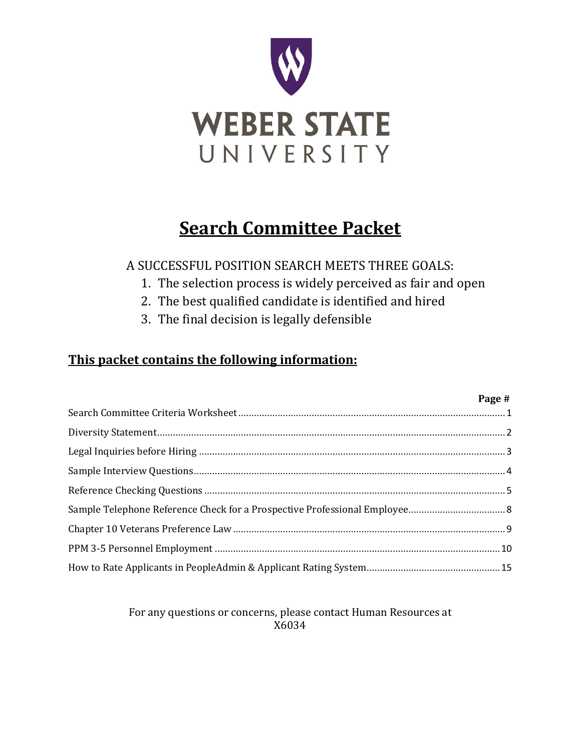# WEBER STATE UNIVERSITY

# Search Committee Packet

A SUCCESSFUL POSITION SEARCH MEETS THREE GOALS:

1. The selection process is widely perceived as fair and open
2. The best qualified candidate is identified and hired
3. The final decision is legally defensible

## This packet contains the following information:

| | Page # |
|---|---|
| Search Committee Criteria Worksheet | 1 |
| Diversity Statement | 2 |
| Legal Inquiries before Hiring | 3 |
| Sample Interview Questions | 4 |
| Reference Checking Questions | 5 |
| Sample Telephone Reference Check for a Prospective Professional Employee | 8 |
| Chapter 10 Veterans Preference Law | 9 |
| PPM 3-5 Personnel Employment | 10 |
| How to Rate Applicants in PeopleAdmin & Applicant Rating System | 15 |

For any questions or concerns, please contact Human Resources at X6034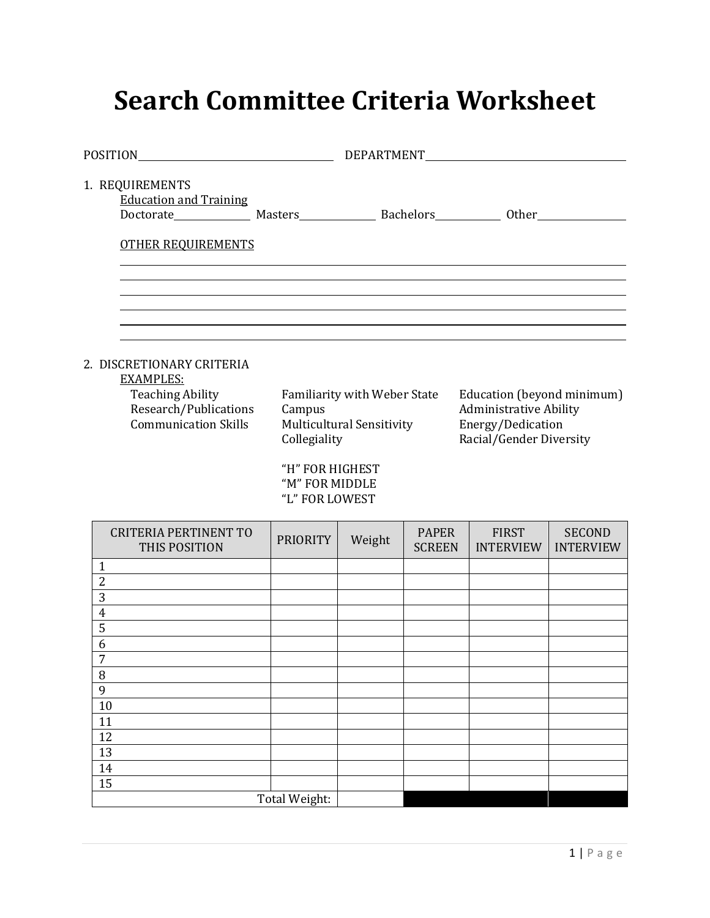# Search Committee Criteria Worksheet

POSITION\_\_\_\_\_\_\_\_\_\_\_\_\_\_\_\_\_\_\_\_\_\_\_\_\_\_\_\_\_\_ DEPARTMENT\_\_\_\_\_\_\_\_\_\_\_\_\_\_\_\_\_\_\_\_\_\_\_\_\_\_\_\_\_\_

1. REQUIREMENTS

   Education and Training

   Doctorate\_\_\_\_\_\_\_\_\_\_ Masters\_\_\_\_\_\_\_\_\_\_ Bachelors\_\_\_\_\_\_\_\_\_\_ Other\_\_\_\_\_\_\_\_\_\_

   OTHER REQUIREMENTS

   \_\_\_\_\_\_\_\_\_\_\_\_\_\_\_\_\_\_\_\_\_\_\_\_\_\_\_\_\_\_\_\_\_\_\_\_\_\_\_\_\_\_\_\_\_\_\_\_\_\_\_\_\_\_\_\_\_\_

   \_\_\_\_\_\_\_\_\_\_\_\_\_\_\_\_\_\_\_\_\_\_\_\_\_\_\_\_\_\_\_\_\_\_\_\_\_\_\_\_\_\_\_\_\_\_\_\_\_\_\_\_\_\_\_\_\_\_

   \_\_\_\_\_\_\_\_\_\_\_\_\_\_\_\_\_\_\_\_\_\_\_\_\_\_\_\_\_\_\_\_\_\_\_\_\_\_\_\_\_\_\_\_\_\_\_\_\_\_\_\_\_\_\_\_\_\_

   \_\_\_\_\_\_\_\_\_\_\_\_\_\_\_\_\_\_\_\_\_\_\_\_\_\_\_\_\_\_\_\_\_\_\_\_\_\_\_\_\_\_\_\_\_\_\_\_\_\_\_\_\_\_\_\_\_\_

   \_\_\_\_\_\_\_\_\_\_\_\_\_\_\_\_\_\_\_\_\_\_\_\_\_\_\_\_\_\_\_\_\_\_\_\_\_\_\_\_\_\_\_\_\_\_\_\_\_\_\_\_\_\_\_\_\_\_

   \_\_\_\_\_\_\_\_\_\_\_\_\_\_\_\_\_\_\_\_\_\_\_\_\_\_\_\_\_\_\_\_\_\_\_\_\_\_\_\_\_\_\_\_\_\_\_\_\_\_\_\_\_\_\_\_\_\_

2. DISCRETIONARY CRITERIA

   EXAMPLES:

   - Teaching Ability
   - Research/Publications
   - Communication Skills
   - Familiarity with Weber State Campus
   - Multicultural Sensitivity
   - Collegiality
   - Education (beyond minimum)
   - Administrative Ability
   - Energy/Dedication
   - Racial/Gender Diversity

   "H" FOR HIGHEST
   "M" FOR MIDDLE
   "L" FOR LOWEST

| CRITERIA PERTINENT TO THIS POSITION | PRIORITY | Weight | PAPER SCREEN | FIRST INTERVIEW | SECOND INTERVIEW |
|---|---|---|---|---|---|
| 1 | | | | | |
| 2 | | | | | |
| 3 | | | | | |
| 4 | | | | | |
| 5 | | | | | |
| 6 | | | | | |
| 7 | | | | | |
| 8 | | | | | |
| 9 | | | | | |
| 10 | | | | | |
| 11 | | | | | |
| 12 | | | | | |
| 13 | | | | | |
| 14 | | | | | |
| 15 | | | | | |
| Total Weight: | | | | | |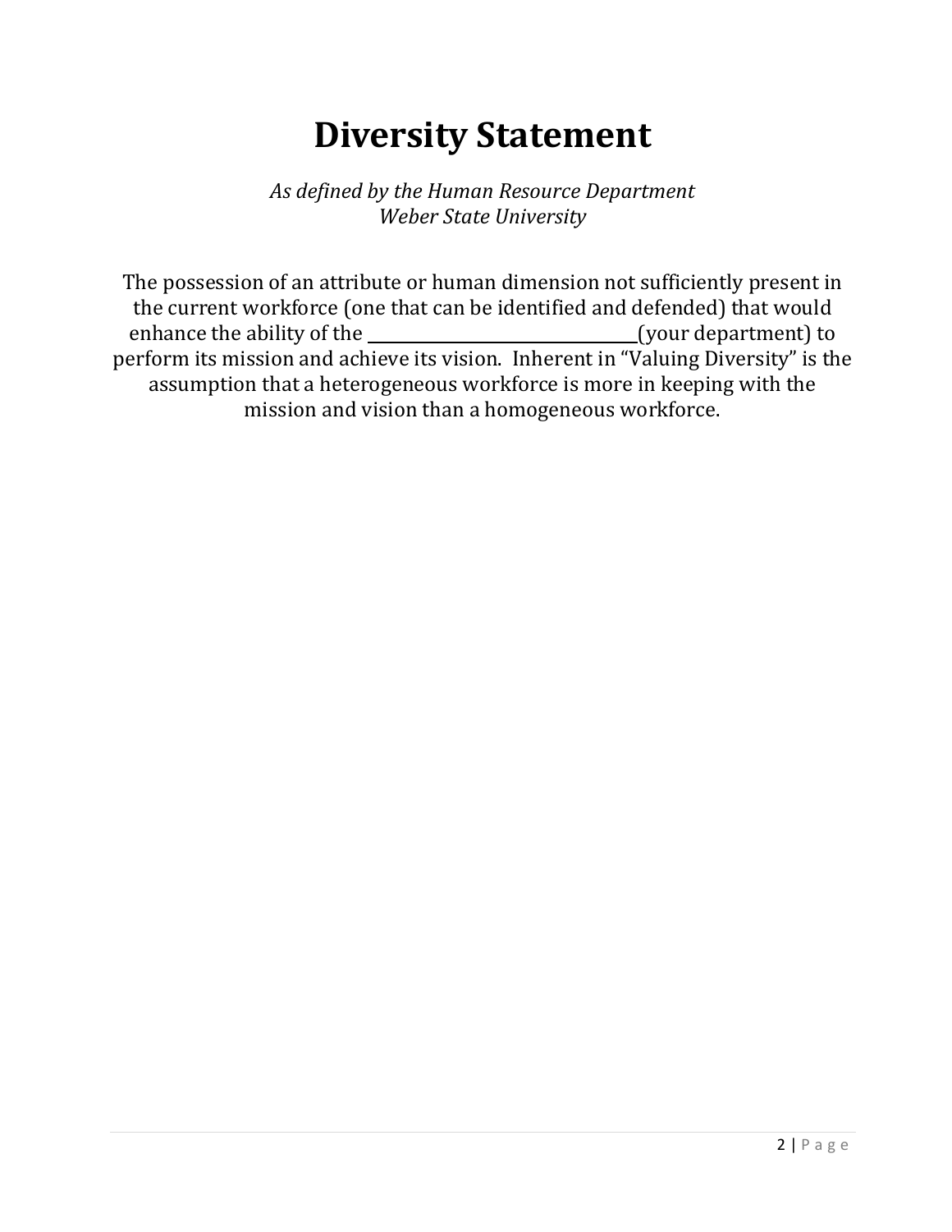# Diversity Statement

*As defined by the Human Resource Department*
*Weber State University*

The possession of an attribute or human dimension not sufficiently present in the current workforce (one that can be identified and defended) that would enhance the ability of the ______________________________(your department) to perform its mission and achieve its vision. Inherent in "Valuing Diversity" is the assumption that a heterogeneous workforce is more in keeping with the mission and vision than a homogeneous workforce.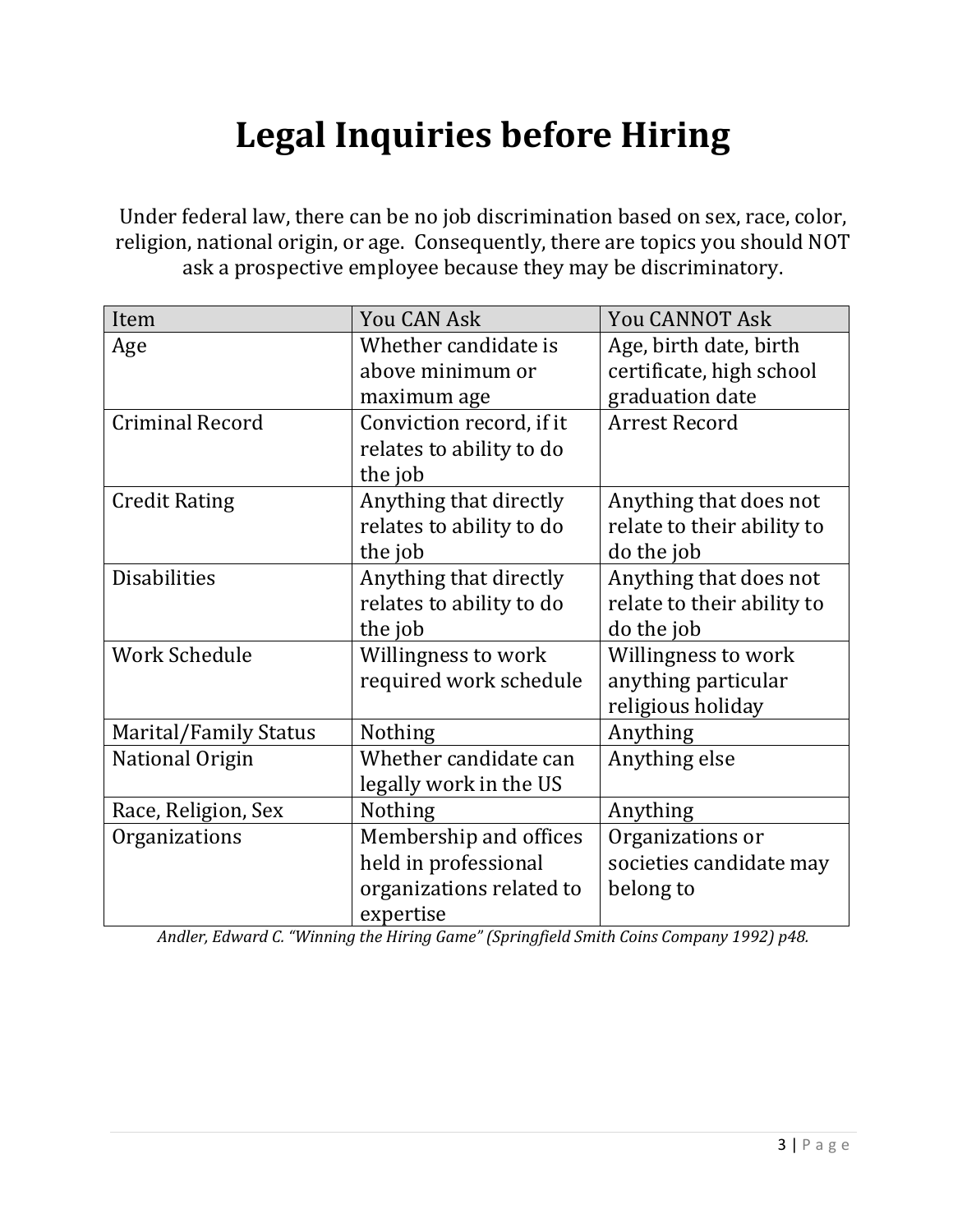# Legal Inquiries before Hiring

Under federal law, there can be no job discrimination based on sex, race, color, religion, national origin, or age. Consequently, there are topics you should NOT ask a prospective employee because they may be discriminatory.

| Item | You CAN Ask | You CANNOT Ask |
|---|---|---|
| Age | Whether candidate is above minimum or maximum age | Age, birth date, birth certificate, high school graduation date |
| Criminal Record | Conviction record, if it relates to ability to do the job | Arrest Record |
| Credit Rating | Anything that directly relates to ability to do the job | Anything that does not relate to their ability to do the job |
| Disabilities | Anything that directly relates to ability to do the job | Anything that does not relate to their ability to do the job |
| Work Schedule | Willingness to work required work schedule | Willingness to work anything particular religious holiday |
| Marital/Family Status | Nothing | Anything |
| National Origin | Whether candidate can legally work in the US | Anything else |
| Race, Religion, Sex | Nothing | Anything |
| Organizations | Membership and offices held in professional organizations related to expertise | Organizations or societies candidate may belong to |

*Andler, Edward C. "Winning the Hiring Game" (Springfield Smith Coins Company 1992) p48.*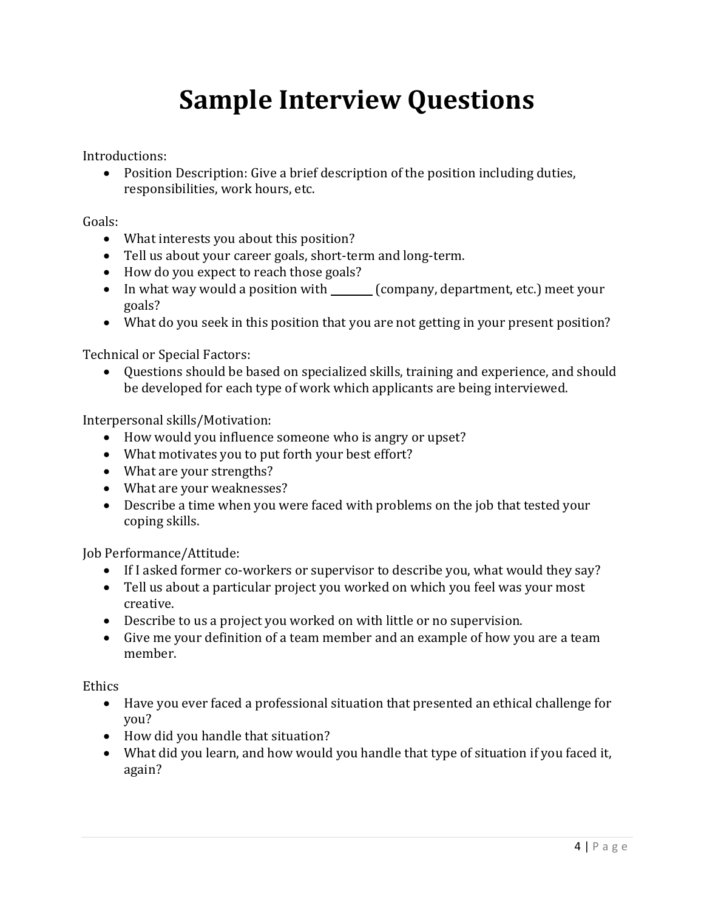# Sample Interview Questions

Introductions:

- Position Description: Give a brief description of the position including duties, responsibilities, work hours, etc.

Goals:

- What interests you about this position?
- Tell us about your career goals, short-term and long-term.
- How do you expect to reach those goals?
- In what way would a position with ________ (company, department, etc.) meet your goals?
- What do you seek in this position that you are not getting in your present position?

Technical or Special Factors:

- Questions should be based on specialized skills, training and experience, and should be developed for each type of work which applicants are being interviewed.

Interpersonal skills/Motivation:

- How would you influence someone who is angry or upset?
- What motivates you to put forth your best effort?
- What are your strengths?
- What are your weaknesses?
- Describe a time when you were faced with problems on the job that tested your coping skills.

Job Performance/Attitude:

- If I asked former co-workers or supervisor to describe you, what would they say?
- Tell us about a particular project you worked on which you feel was your most creative.
- Describe to us a project you worked on with little or no supervision.
- Give me your definition of a team member and an example of how you are a team member.

Ethics

- Have you ever faced a professional situation that presented an ethical challenge for you?
- How did you handle that situation?
- What did you learn, and how would you handle that type of situation if you faced it, again?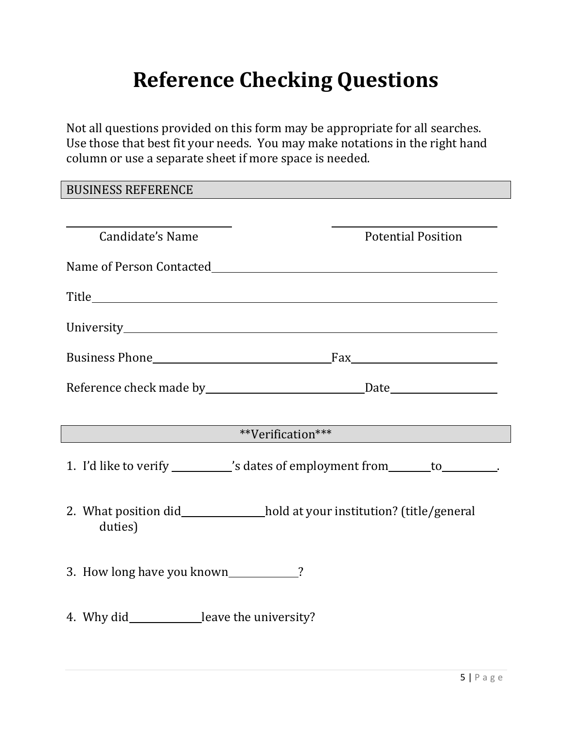# Reference Checking Questions

Not all questions provided on this form may be appropriate for all searches. Use those that best fit your needs. You may make notations in the right hand column or use a separate sheet if more space is needed.

| BUSINESS REFERENCE |
|---|

______________________________ Candidate's Name

______________________________ Potential Position

Name of Person Contacted______________________________________________

Title__________________________________________________________

University______________________________________________________

Business Phone______________________________Fax__________________________

Reference check made by______________________________Date____________________

| **Verification*** |
|---|

1. I'd like to verify __________'s dates of employment from ________ to __________.

2. What position did ______________ hold at your institution? (title/general duties)

3. How long have you known ____________?

4. Why did ____________ leave the university?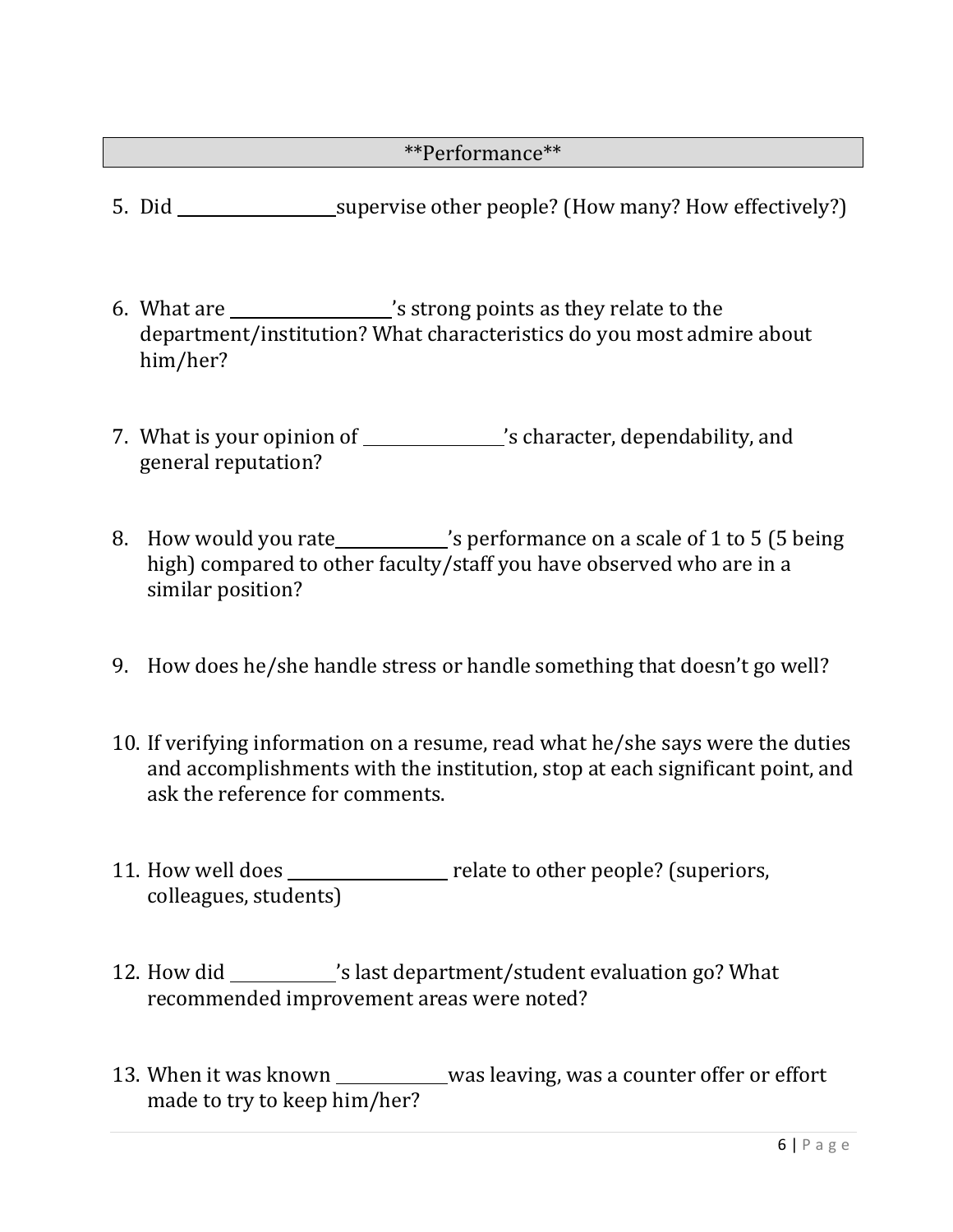**Performance**

5. Did ________________ supervise other people? (How many? How effectively?)

6. What are ________________'s strong points as they relate to the department/institution? What characteristics do you most admire about him/her?

7. What is your opinion of ______________'s character, dependability, and general reputation?

8. How would you rate__________'s performance on a scale of 1 to 5 (5 being high) compared to other faculty/staff you have observed who are in a similar position?

9. How does he/she handle stress or handle something that doesn't go well?

10. If verifying information on a resume, read what he/she says were the duties and accomplishments with the institution, stop at each significant point, and ask the reference for comments.

11. How well does ________________ relate to other people? (superiors, colleagues, students)

12. How did __________'s last department/student evaluation go? What recommended improvement areas were noted?

13. When it was known ___________was leaving, was a counter offer or effort made to try to keep him/her?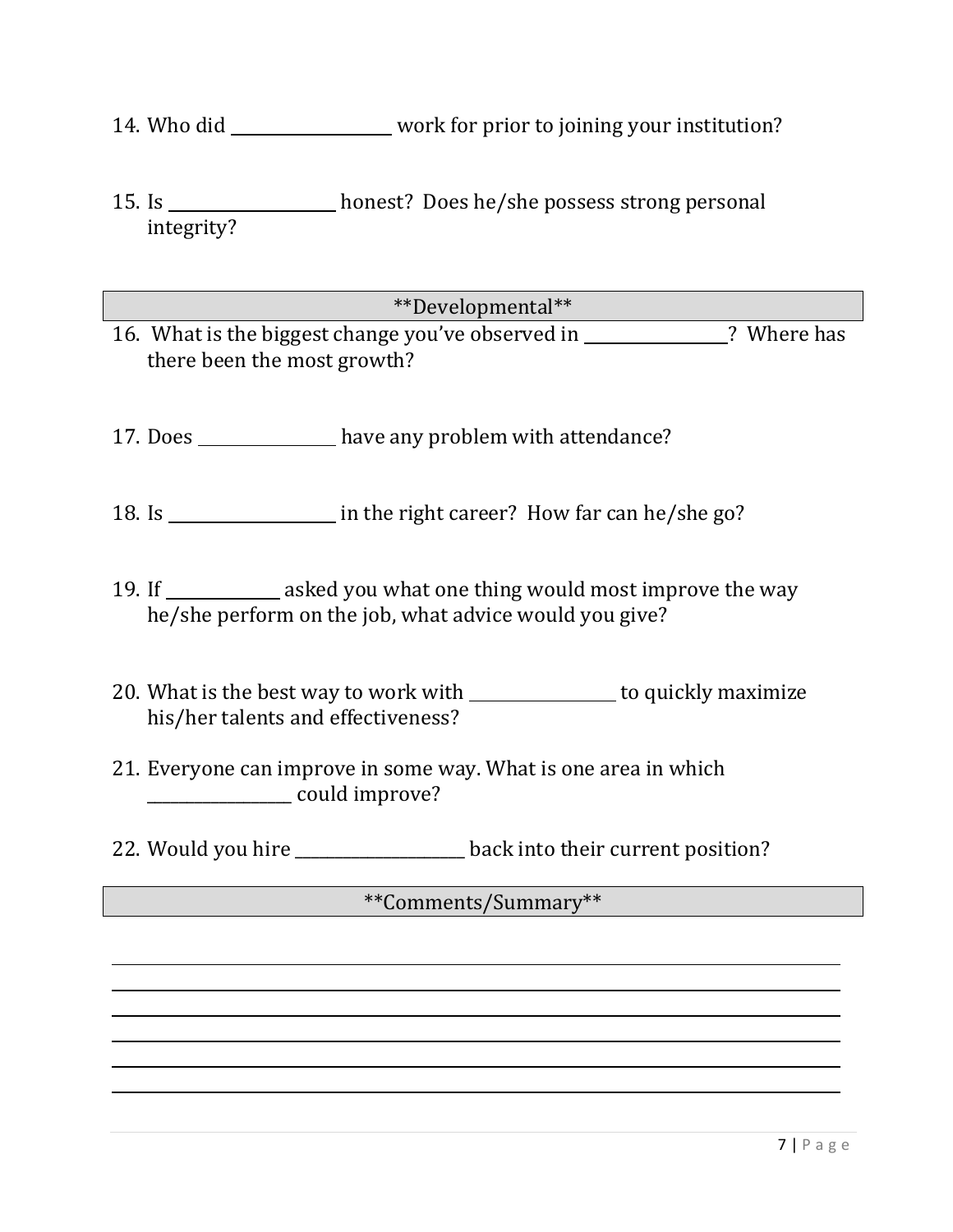14. Who did __________________ work for prior to joining your institution?

15. Is __________________ honest? Does he/she possess strong personal integrity?

**Developmental**

16. What is the biggest change you've observed in ________________? Where has there been the most growth?

17. Does ________________ have any problem with attendance?

18. Is ___________________ in the right career? How far can he/she go?

19. If _____________ asked you what one thing would most improve the way he/she perform on the job, what advice would you give?

20. What is the best way to work with _________________ to quickly maximize his/her talents and effectiveness?

21. Everyone can improve in some way. What is one area in which _________________ could improve?

22. Would you hire _____________________ back into their current position?

**Comments/Summary**

______________________________________________________________________________

______________________________________________________________________________

______________________________________________________________________________

______________________________________________________________________________

______________________________________________________________________________

______________________________________________________________________________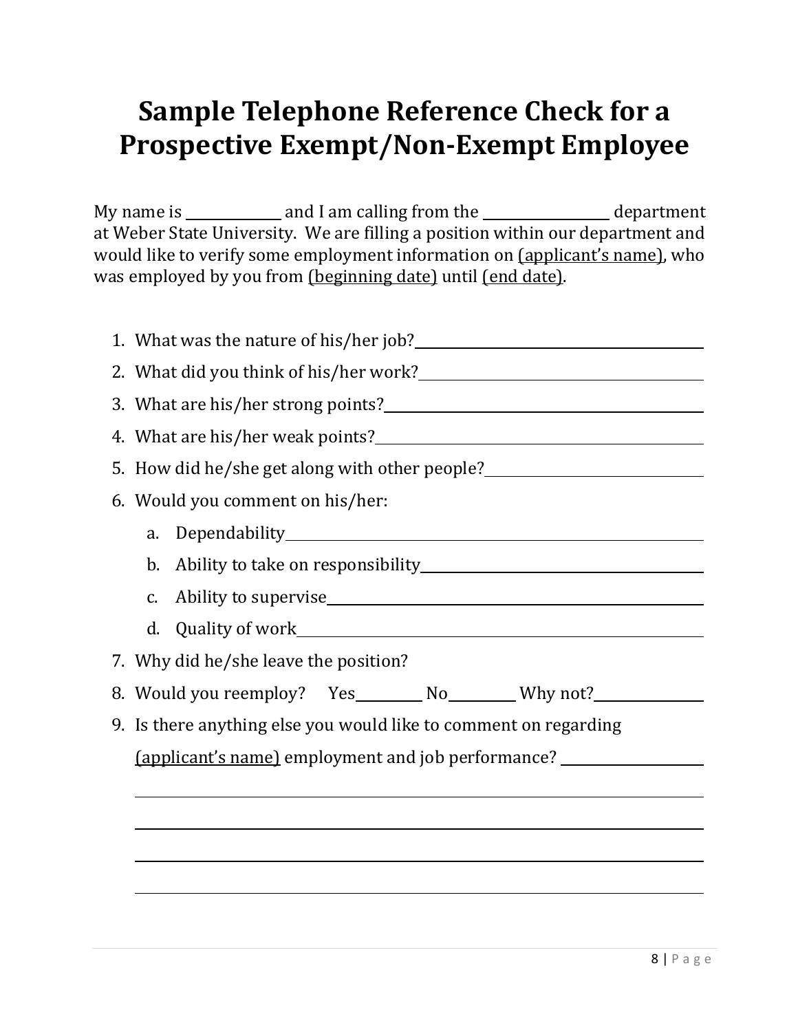# Sample Telephone Reference Check for a Prospective Exempt/Non-Exempt Employee

My name is ____________ and I am calling from the ________________ department at Weber State University. We are filling a position within our department and would like to verify some employment information on (applicant's name), who was employed by you from (beginning date) until (end date).

1. What was the nature of his/her job? ____________________________________
2. What did you think of his/her work? ____________________________________
3. What are his/her strong points? ____________________________________
4. What are his/her weak points? ____________________________________
5. How did he/she get along with other people? ____________________________
6. Would you comment on his/her:
   a. Dependability ____________________________________
   b. Ability to take on responsibility ____________________________________
   c. Ability to supervise ____________________________________
   d. Quality of work ____________________________________
7. Why did he/she leave the position?
8. Would you reemploy? Yes________ No________ Why not?____________
9. Is there anything else you would like to comment on regarding (applicant's name) employment and job performance? ________________

   ____________________________________________________________

   ____________________________________________________________

   ____________________________________________________________

   ____________________________________________________________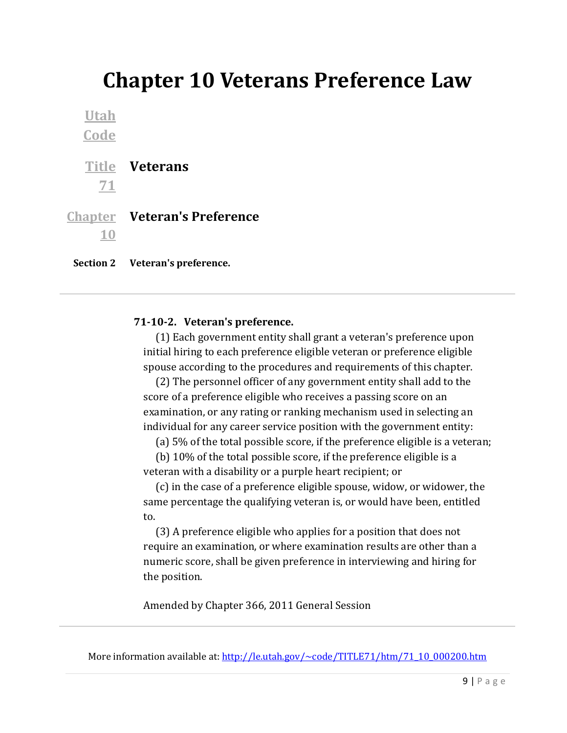# Chapter 10 Veterans Preference Law

| | |
|---|---|
| **Utah Code** | |
| **Title 71** | **Veterans** |
| **Chapter 10** | **Veteran's Preference** |
| **Section 2** | **Veteran's preference.** |

---

**71-10-2. Veteran's preference.**

(1) Each government entity shall grant a veteran's preference upon initial hiring to each preference eligible veteran or preference eligible spouse according to the procedures and requirements of this chapter.

(2) The personnel officer of any government entity shall add to the score of a preference eligible who receives a passing score on an examination, or any rating or ranking mechanism used in selecting an individual for any career service position with the government entity:

(a) 5% of the total possible score, if the preference eligible is a veteran;

(b) 10% of the total possible score, if the preference eligible is a veteran with a disability or a purple heart recipient; or

(c) in the case of a preference eligible spouse, widow, or widower, the same percentage the qualifying veteran is, or would have been, entitled to.

(3) A preference eligible who applies for a position that does not require an examination, or where examination results are other than a numeric score, shall be given preference in interviewing and hiring for the position.

Amended by Chapter 366, 2011 General Session

---

More information available at: http://le.utah.gov/~code/TITLE71/htm/71_10_000200.htm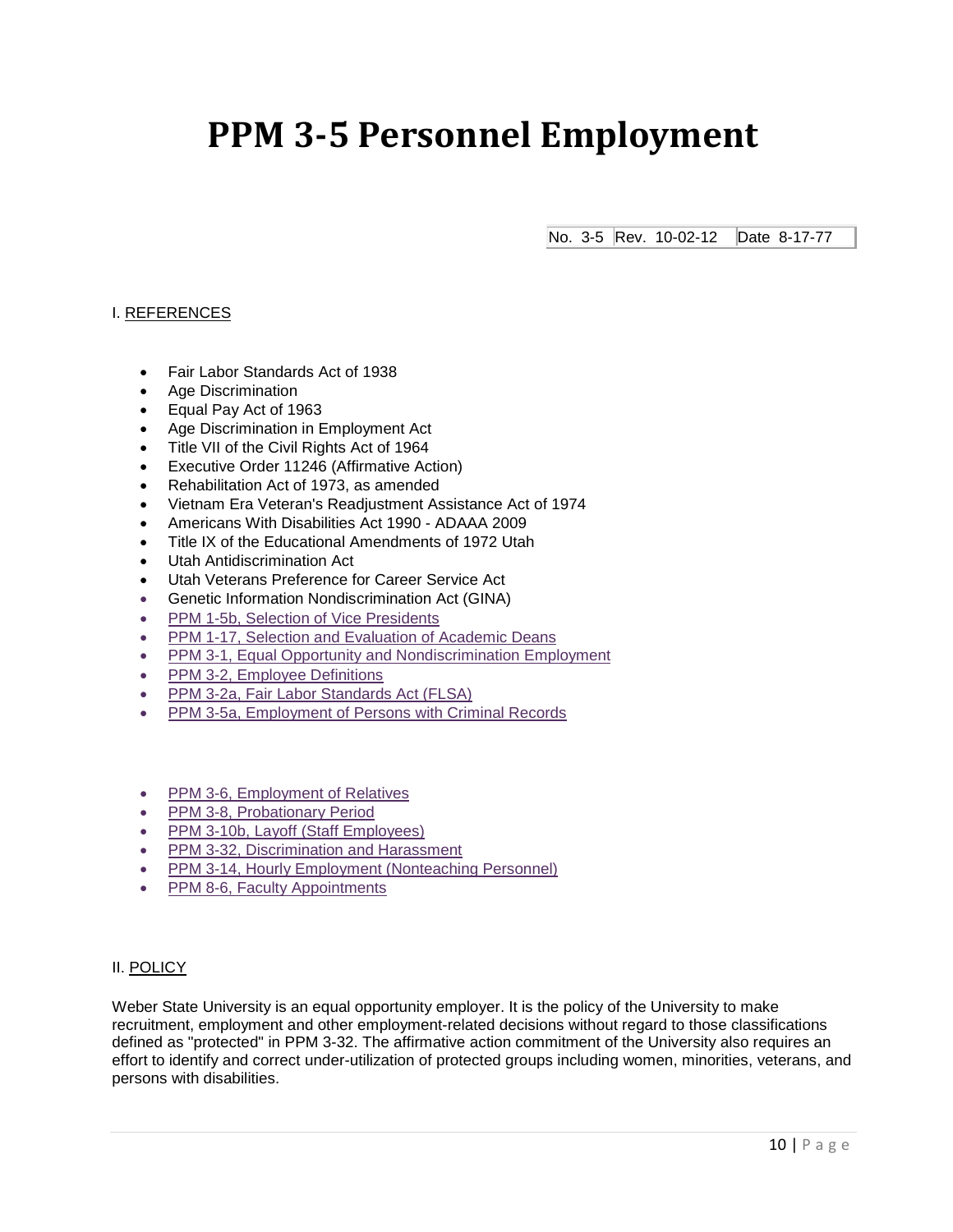# PPM 3-5 Personnel Employment

| No. 3-5 | Rev. 10-02-12 | Date 8-17-77 |
|---|---|---|

I. <u>REFERENCES</u>

- Fair Labor Standards Act of 1938
- Age Discrimination
- Equal Pay Act of 1963
- Age Discrimination in Employment Act
- Title VII of the Civil Rights Act of 1964
- Executive Order 11246 (Affirmative Action)
- Rehabilitation Act of 1973, as amended
- Vietnam Era Veteran's Readjustment Assistance Act of 1974
- Americans With Disabilities Act 1990 - ADAAA 2009
- Title IX of the Educational Amendments of 1972 Utah
- Utah Antidiscrimination Act
- Utah Veterans Preference for Career Service Act
- Genetic Information Nondiscrimination Act (GINA)
- PPM 1-5b, Selection of Vice Presidents
- PPM 1-17, Selection and Evaluation of Academic Deans
- PPM 3-1, Equal Opportunity and Nondiscrimination Employment
- PPM 3-2, Employee Definitions
- PPM 3-2a, Fair Labor Standards Act (FLSA)
- PPM 3-5a, Employment of Persons with Criminal Records

- PPM 3-6, Employment of Relatives
- PPM 3-8, Probationary Period
- PPM 3-10b, Layoff (Staff Employees)
- PPM 3-32, Discrimination and Harassment
- PPM 3-14, Hourly Employment (Nonteaching Personnel)
- PPM 8-6, Faculty Appointments

II. <u>POLICY</u>

Weber State University is an equal opportunity employer. It is the policy of the University to make recruitment, employment and other employment-related decisions without regard to those classifications defined as "protected" in PPM 3-32. The affirmative action commitment of the University also requires an effort to identify and correct under-utilization of protected groups including women, minorities, veterans, and persons with disabilities.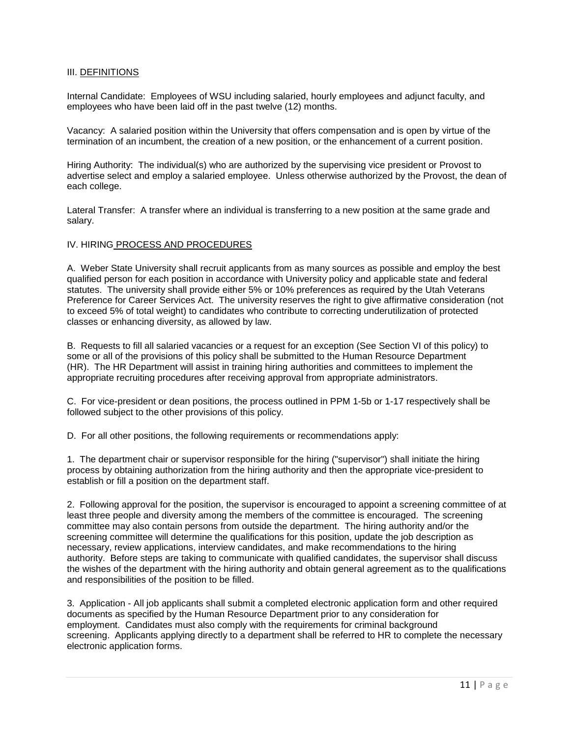## III. DEFINITIONS

Internal Candidate: Employees of WSU including salaried, hourly employees and adjunct faculty, and employees who have been laid off in the past twelve (12) months.

Vacancy: A salaried position within the University that offers compensation and is open by virtue of the termination of an incumbent, the creation of a new position, or the enhancement of a current position.

Hiring Authority: The individual(s) who are authorized by the supervising vice president or Provost to advertise select and employ a salaried employee. Unless otherwise authorized by the Provost, the dean of each college.

Lateral Transfer: A transfer where an individual is transferring to a new position at the same grade and salary.

## IV. HIRING PROCESS AND PROCEDURES

A. Weber State University shall recruit applicants from as many sources as possible and employ the best qualified person for each position in accordance with University policy and applicable state and federal statutes. The university shall provide either 5% or 10% preferences as required by the Utah Veterans Preference for Career Services Act. The university reserves the right to give affirmative consideration (not to exceed 5% of total weight) to candidates who contribute to correcting underutilization of protected classes or enhancing diversity, as allowed by law.

B. Requests to fill all salaried vacancies or a request for an exception (See Section VI of this policy) to some or all of the provisions of this policy shall be submitted to the Human Resource Department (HR). The HR Department will assist in training hiring authorities and committees to implement the appropriate recruiting procedures after receiving approval from appropriate administrators.

C. For vice-president or dean positions, the process outlined in PPM 1-5b or 1-17 respectively shall be followed subject to the other provisions of this policy.

D. For all other positions, the following requirements or recommendations apply:

1. The department chair or supervisor responsible for the hiring ("supervisor") shall initiate the hiring process by obtaining authorization from the hiring authority and then the appropriate vice-president to establish or fill a position on the department staff.

2. Following approval for the position, the supervisor is encouraged to appoint a screening committee of at least three people and diversity among the members of the committee is encouraged. The screening committee may also contain persons from outside the department. The hiring authority and/or the screening committee will determine the qualifications for this position, update the job description as necessary, review applications, interview candidates, and make recommendations to the hiring authority. Before steps are taking to communicate with qualified candidates, the supervisor shall discuss the wishes of the department with the hiring authority and obtain general agreement as to the qualifications and responsibilities of the position to be filled.

3. Application - All job applicants shall submit a completed electronic application form and other required documents as specified by the Human Resource Department prior to any consideration for employment. Candidates must also comply with the requirements for criminal background screening. Applicants applying directly to a department shall be referred to HR to complete the necessary electronic application forms.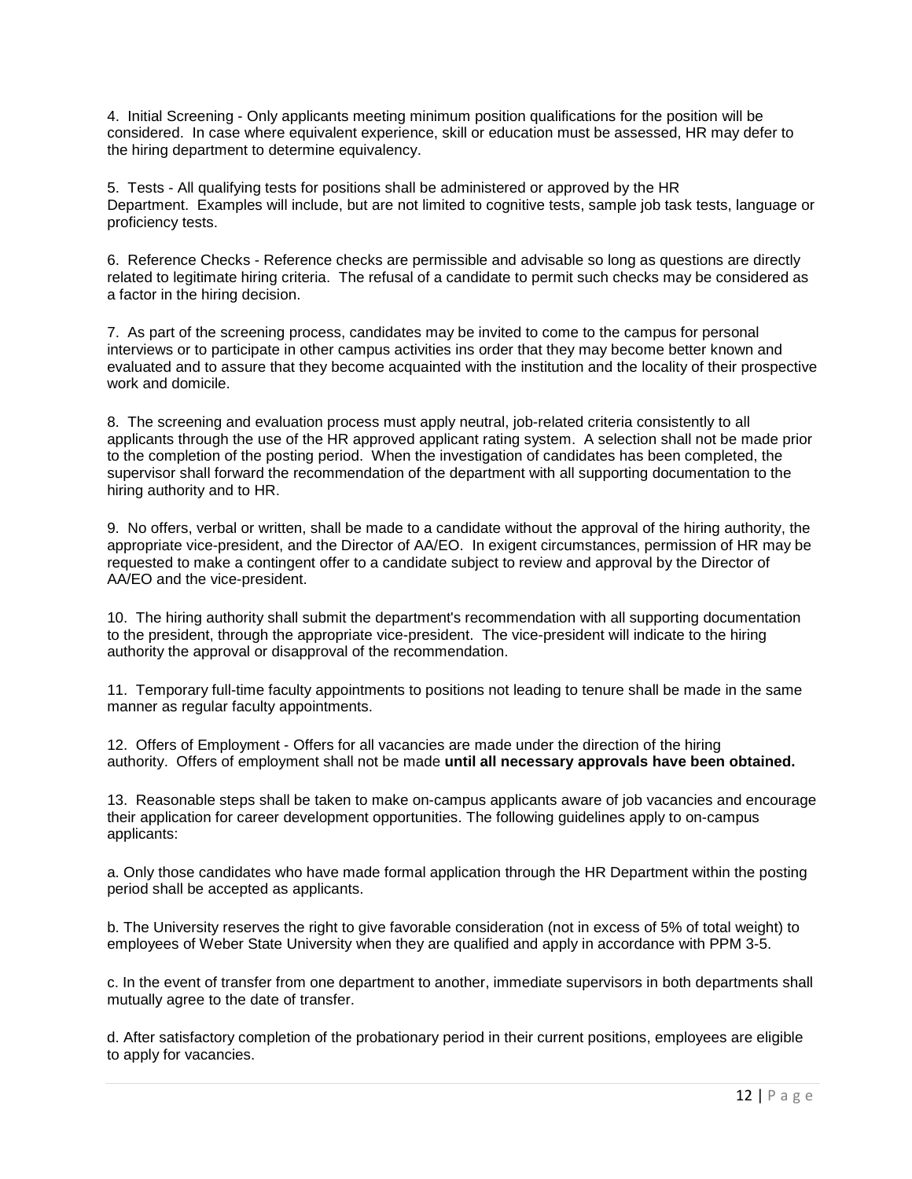4. Initial Screening - Only applicants meeting minimum position qualifications for the position will be considered. In case where equivalent experience, skill or education must be assessed, HR may defer to the hiring department to determine equivalency.

5. Tests - All qualifying tests for positions shall be administered or approved by the HR Department. Examples will include, but are not limited to cognitive tests, sample job task tests, language or proficiency tests.

6. Reference Checks - Reference checks are permissible and advisable so long as questions are directly related to legitimate hiring criteria. The refusal of a candidate to permit such checks may be considered as a factor in the hiring decision.

7. As part of the screening process, candidates may be invited to come to the campus for personal interviews or to participate in other campus activities ins order that they may become better known and evaluated and to assure that they become acquainted with the institution and the locality of their prospective work and domicile.

8. The screening and evaluation process must apply neutral, job-related criteria consistently to all applicants through the use of the HR approved applicant rating system. A selection shall not be made prior to the completion of the posting period. When the investigation of candidates has been completed, the supervisor shall forward the recommendation of the department with all supporting documentation to the hiring authority and to HR.

9. No offers, verbal or written, shall be made to a candidate without the approval of the hiring authority, the appropriate vice-president, and the Director of AA/EO. In exigent circumstances, permission of HR may be requested to make a contingent offer to a candidate subject to review and approval by the Director of AA/EO and the vice-president.

10. The hiring authority shall submit the department's recommendation with all supporting documentation to the president, through the appropriate vice-president. The vice-president will indicate to the hiring authority the approval or disapproval of the recommendation.

11. Temporary full-time faculty appointments to positions not leading to tenure shall be made in the same manner as regular faculty appointments.

12. Offers of Employment - Offers for all vacancies are made under the direction of the hiring authority. Offers of employment shall not be made **until all necessary approvals have been obtained.**

13. Reasonable steps shall be taken to make on-campus applicants aware of job vacancies and encourage their application for career development opportunities. The following guidelines apply to on-campus applicants:

a. Only those candidates who have made formal application through the HR Department within the posting period shall be accepted as applicants.

b. The University reserves the right to give favorable consideration (not in excess of 5% of total weight) to employees of Weber State University when they are qualified and apply in accordance with PPM 3-5.

c. In the event of transfer from one department to another, immediate supervisors in both departments shall mutually agree to the date of transfer.

d. After satisfactory completion of the probationary period in their current positions, employees are eligible to apply for vacancies.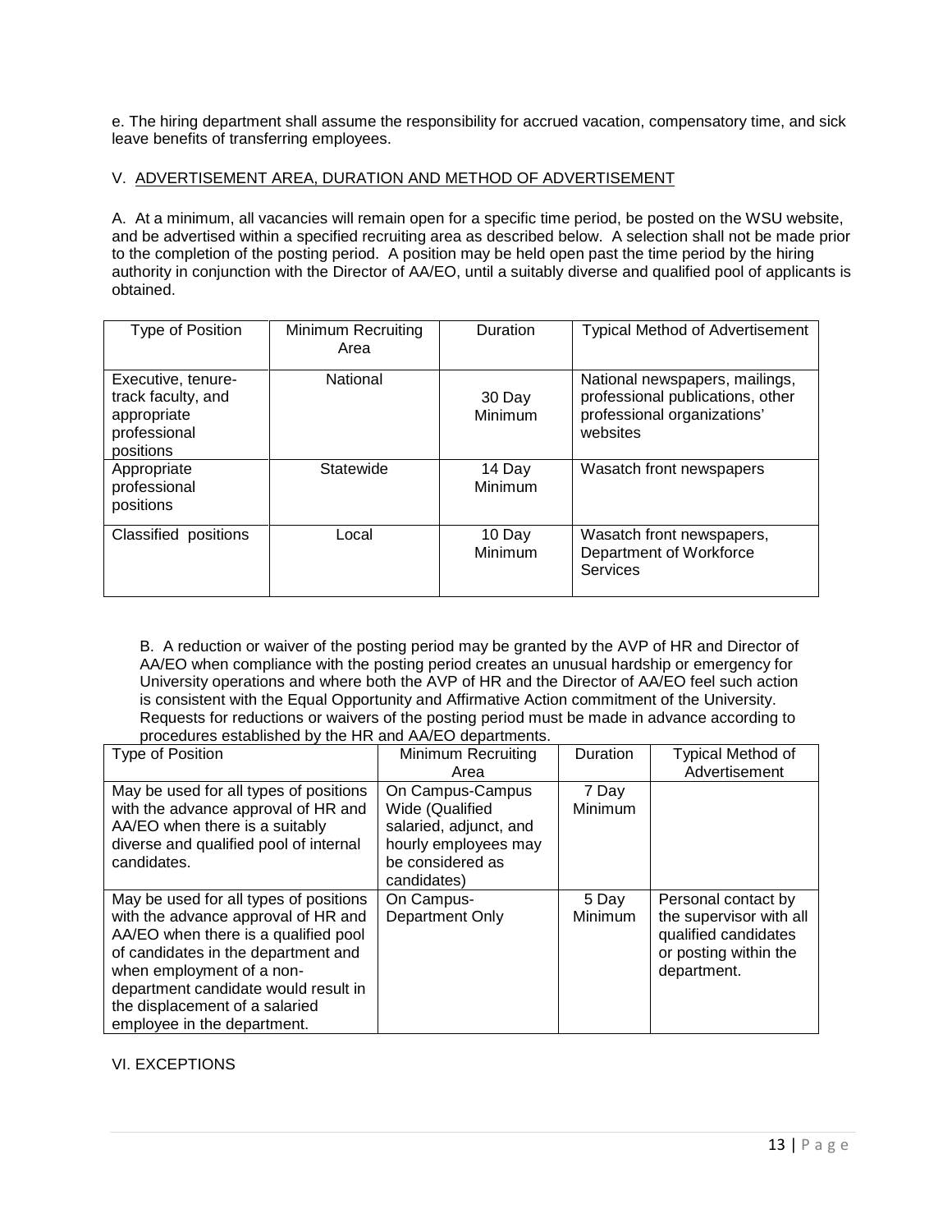e. The hiring department shall assume the responsibility for accrued vacation, compensatory time, and sick leave benefits of transferring employees.

## V. ADVERTISEMENT AREA, DURATION AND METHOD OF ADVERTISEMENT

A. At a minimum, all vacancies will remain open for a specific time period, be posted on the WSU website, and be advertised within a specified recruiting area as described below. A selection shall not be made prior to the completion of the posting period. A position may be held open past the time period by the hiring authority in conjunction with the Director of AA/EO, until a suitably diverse and qualified pool of applicants is obtained.

| Type of Position | Minimum Recruiting Area | Duration | Typical Method of Advertisement |
|---|---|---|---|
| Executive, tenure-track faculty, and appropriate professional positions | National | 30 Day Minimum | National newspapers, mailings, professional publications, other professional organizations' websites |
| Appropriate professional positions | Statewide | 14 Day Minimum | Wasatch front newspapers |
| Classified positions | Local | 10 Day Minimum | Wasatch front newspapers, Department of Workforce Services |

B. A reduction or waiver of the posting period may be granted by the AVP of HR and Director of AA/EO when compliance with the posting period creates an unusual hardship or emergency for University operations and where both the AVP of HR and the Director of AA/EO feel such action is consistent with the Equal Opportunity and Affirmative Action commitment of the University. Requests for reductions or waivers of the posting period must be made in advance according to procedures established by the HR and AA/EO departments.

| Type of Position | Minimum Recruiting Area | Duration | Typical Method of Advertisement |
|---|---|---|---|
| May be used for all types of positions with the advance approval of HR and AA/EO when there is a suitably diverse and qualified pool of internal candidates. | On Campus-Campus Wide (Qualified salaried, adjunct, and hourly employees may be considered as candidates) | 7 Day Minimum | |
| May be used for all types of positions with the advance approval of HR and AA/EO when there is a qualified pool of candidates in the department and when employment of a non-department candidate would result in the displacement of a salaried employee in the department. | On Campus-Department Only | 5 Day Minimum | Personal contact by the supervisor with all qualified candidates or posting within the department. |

## VI. EXCEPTIONS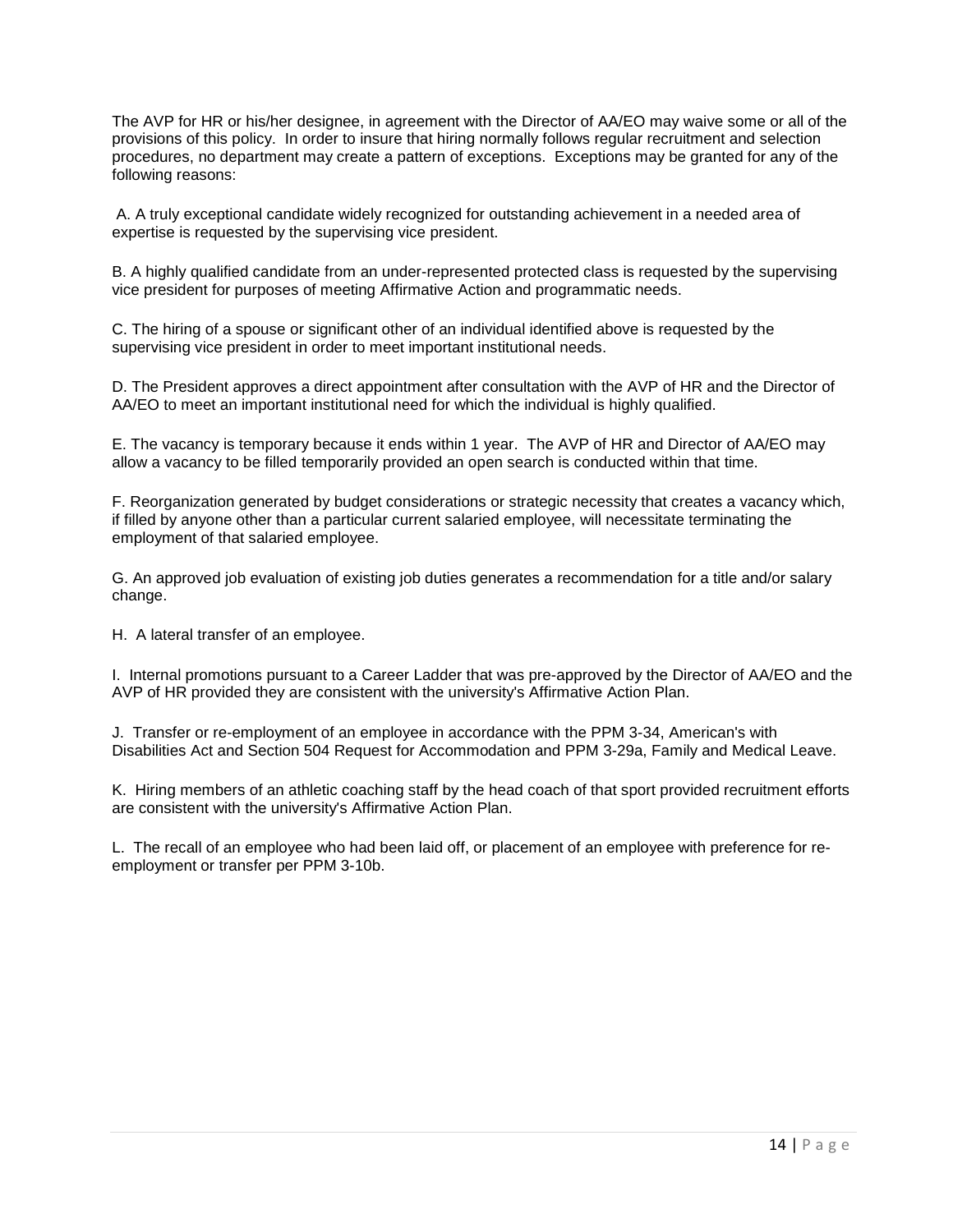The AVP for HR or his/her designee, in agreement with the Director of AA/EO may waive some or all of the provisions of this policy. In order to insure that hiring normally follows regular recruitment and selection procedures, no department may create a pattern of exceptions. Exceptions may be granted for any of the following reasons:

A. A truly exceptional candidate widely recognized for outstanding achievement in a needed area of expertise is requested by the supervising vice president.

B. A highly qualified candidate from an under-represented protected class is requested by the supervising vice president for purposes of meeting Affirmative Action and programmatic needs.

C. The hiring of a spouse or significant other of an individual identified above is requested by the supervising vice president in order to meet important institutional needs.

D. The President approves a direct appointment after consultation with the AVP of HR and the Director of AA/EO to meet an important institutional need for which the individual is highly qualified.

E. The vacancy is temporary because it ends within 1 year. The AVP of HR and Director of AA/EO may allow a vacancy to be filled temporarily provided an open search is conducted within that time.

F. Reorganization generated by budget considerations or strategic necessity that creates a vacancy which, if filled by anyone other than a particular current salaried employee, will necessitate terminating the employment of that salaried employee.

G. An approved job evaluation of existing job duties generates a recommendation for a title and/or salary change.

H. A lateral transfer of an employee.

I. Internal promotions pursuant to a Career Ladder that was pre-approved by the Director of AA/EO and the AVP of HR provided they are consistent with the university's Affirmative Action Plan.

J. Transfer or re-employment of an employee in accordance with the PPM 3-34, American's with Disabilities Act and Section 504 Request for Accommodation and PPM 3-29a, Family and Medical Leave.

K. Hiring members of an athletic coaching staff by the head coach of that sport provided recruitment efforts are consistent with the university's Affirmative Action Plan.

L. The recall of an employee who had been laid off, or placement of an employee with preference for re-employment or transfer per PPM 3-10b.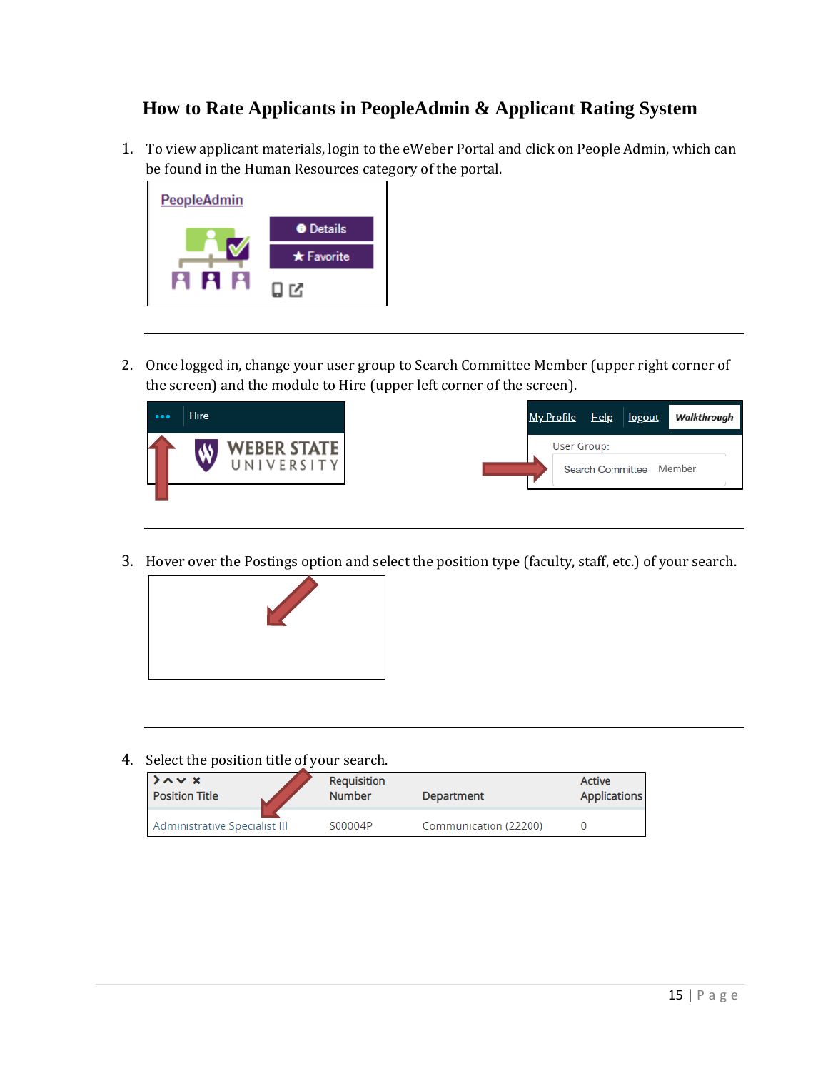## How to Rate Applicants in PeopleAdmin & Applicant Rating System

1. To view applicant materials, login to the eWeber Portal and click on People Admin, which can be found in the Human Resources category of the portal.

---

2. Once logged in, change your user group to Search Committee Member (upper right corner of the screen) and the module to Hire (upper left corner of the screen).

---

3. Hover over the Postings option and select the position type (faculty, staff, etc.) of your search.

---

4. Select the position title of your search.

| Position Title | Requisition Number | Department | Active Applications |
|---|---|---|---|
| Administrative Specialist III | S00004P | Communication (22200) | 0 |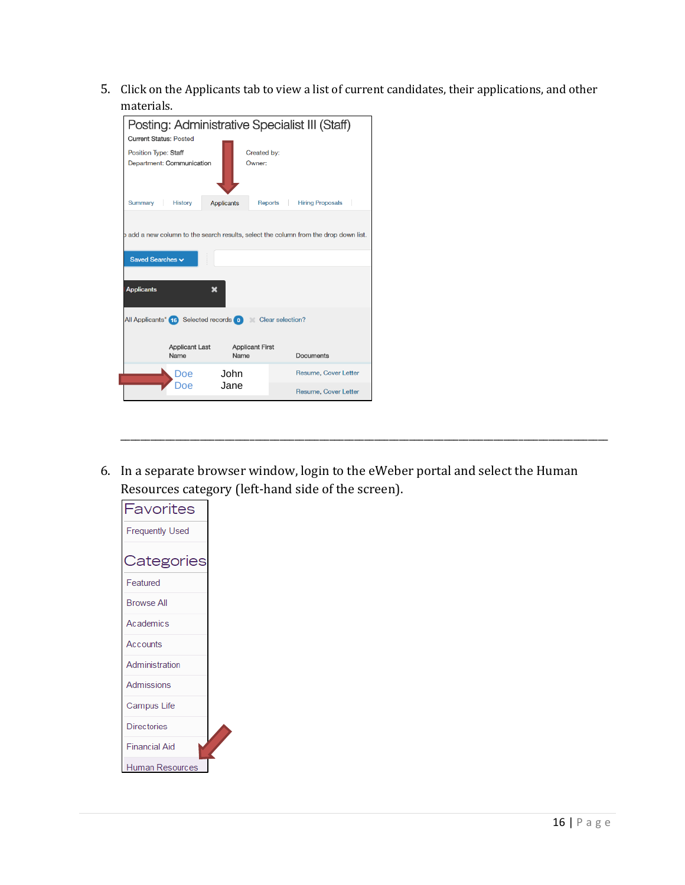5. Click on the Applicants tab to view a list of current candidates, their applications, and other materials.

Posting: Administrative Specialist III (Staff)

Current Status: Posted

Position Type: Staff
Department: Communication

Created by:
Owner:

Summary | History | Applicants | Reports | Hiring Proposals

o add a new column to the search results, select the column from the drop down list.

Saved Searches

Applicants

All Applicants 16 Selected records 0 Clear selection?

| Applicant Last Name | Applicant First Name | Documents |
| --- | --- | --- |
| Doe | John | Resume, Cover Letter |
| Doe | Jane | Resume, Cover Letter |

---

6. In a separate browser window, login to the eWeber portal and select the Human Resources category (left-hand side of the screen).

Favorites

Frequently Used

Categories

Featured

Browse All

Academics

Accounts

Administration

Admissions

Campus Life

Directories

Financial Aid

Human Resources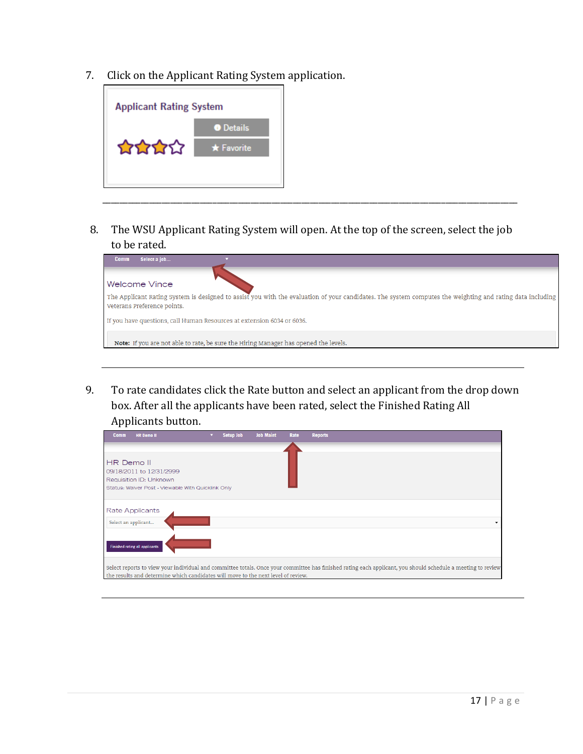7. Click on the Applicant Rating System application.

---

8. The WSU Applicant Rating System will open. At the top of the screen, select the job to be rated.

---

9. To rate candidates click the Rate button and select an applicant from the drop down box. After all the applicants have been rated, select the Finished Rating All Applicants button.

---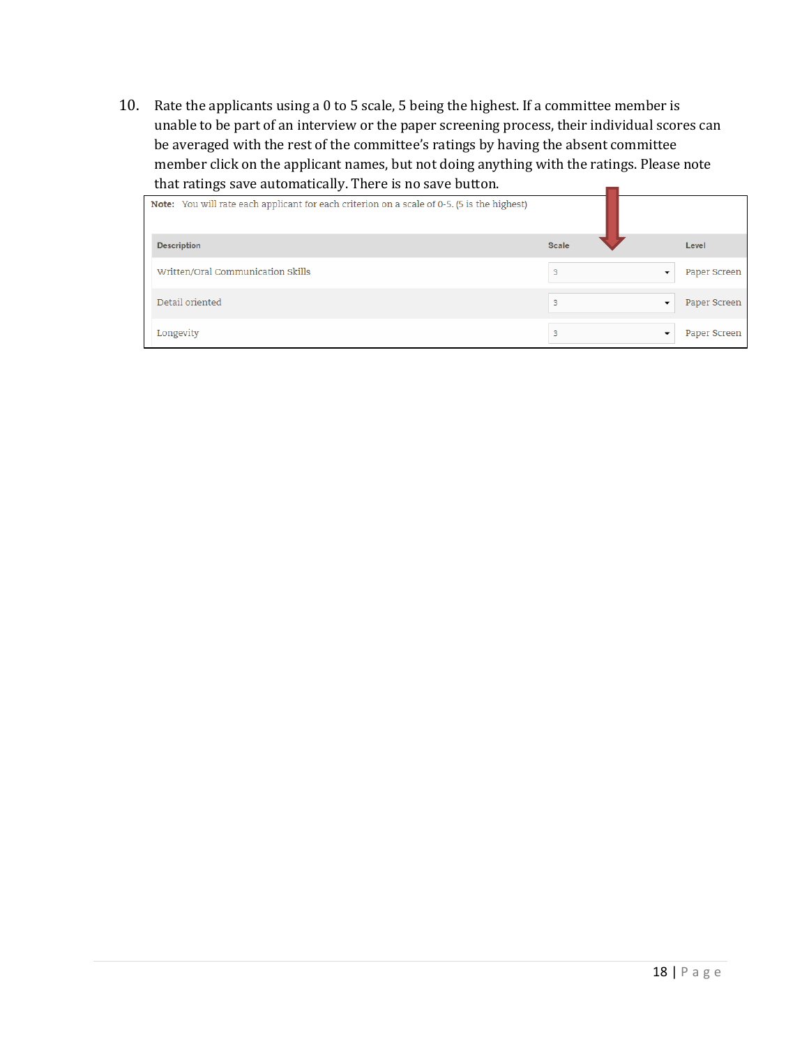10. Rate the applicants using a 0 to 5 scale, 5 being the highest. If a committee member is unable to be part of an interview or the paper screening process, their individual scores can be averaged with the rest of the committee's ratings by having the absent committee member click on the applicant names, but not doing anything with the ratings. Please note that ratings save automatically. There is no save button.

**Note:** You will rate each applicant for each criterion on a scale of 0-5. (5 is the highest)

| Description | Scale | Level |
| --- | --- | --- |
| Written/Oral Communication Skills | 3 | Paper Screen |
| Detail oriented | 3 | Paper Screen |
| Longevity | 3 | Paper Screen |